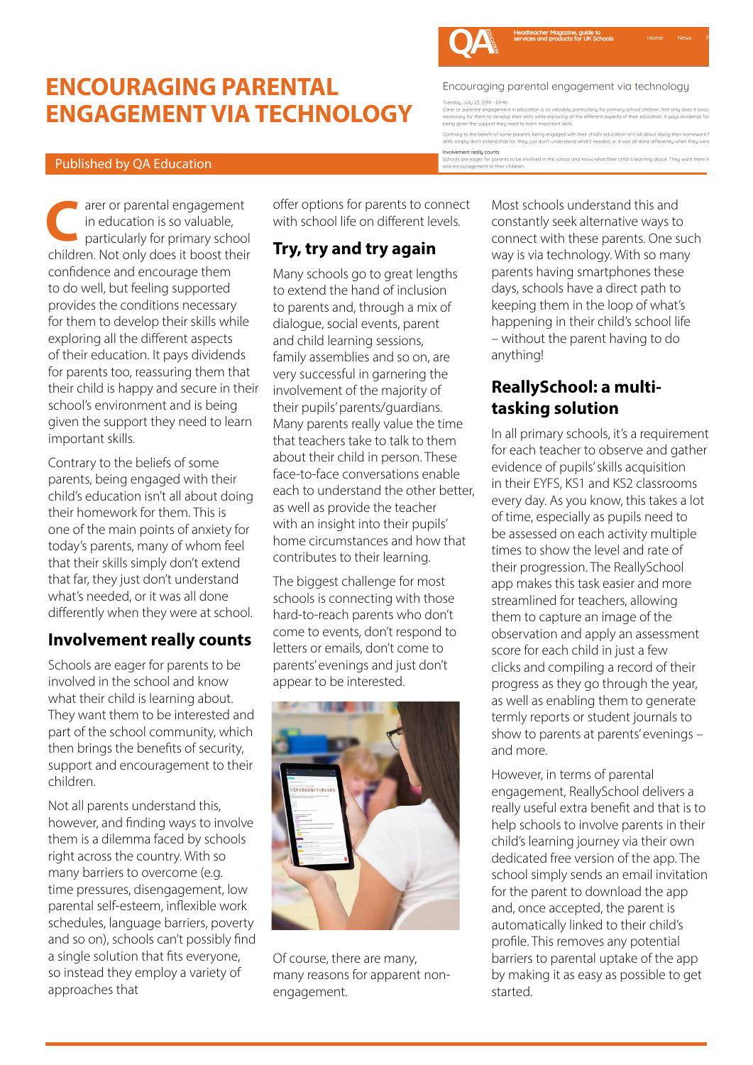# ENCOURAGING PARENTAL ENGAGEMENT VIA TECHNOLOGY

Published by QA Education

Carer or parental engagement in education is so valuable, particularly for primary school children. Not only does it boost their confidence and encourage them to do well, but feeling supported provides the conditions necessary for them to develop their skills while exploring all the different aspects of their education. It pays dividends for parents too, reassuring them that their child is happy and secure in their school's environment and is being given the support they need to learn important skills.

Contrary to the beliefs of some parents, being engaged with their child's education isn't all about doing their homework for them. This is one of the main points of anxiety for today's parents, many of whom feel that their skills simply don't extend that far, they just don't understand what's needed, or it was all done differently when they were at school.

## Involvement really counts

Schools are eager for parents to be involved in the school and know what their child is learning about. They want them to be interested and part of the school community, which then brings the benefits of security, support and encouragement to their children.

Not all parents understand this, however, and finding ways to involve them is a dilemma faced by schools right across the country. With so many barriers to overcome (e.g. time pressures, disengagement, low parental self-esteem, inflexible work schedules, language barriers, poverty and so on), schools can't possibly find a single solution that fits everyone, so instead they employ a variety of approaches that offer options for parents to connect with school life on different levels.

## Try, try and try again

Many schools go to great lengths to extend the hand of inclusion to parents and, through a mix of dialogue, social events, parent and child learning sessions, family assemblies and so on, are very successful in garnering the involvement of the majority of their pupils' parents/guardians. Many parents really value the time that teachers take to talk to them about their child in person. These face-to-face conversations enable each to understand the other better, as well as provide the teacher with an insight into their pupils' home circumstances and how that contributes to their learning.

The biggest challenge for most schools is connecting with those hard-to-reach parents who don't come to events, don't respond to letters or emails, don't come to parents' evenings and just don't appear to be interested.

Of course, there are many, many reasons for apparent non-engagement.

Most schools understand this and constantly seek alternative ways to connect with these parents. One such way is via technology. With so many parents having smartphones these days, schools have a direct path to keeping them in the loop of what's happening in their child's school life – without the parent having to do anything!

## ReallySchool: a multi-tasking solution

In all primary schools, it's a requirement for each teacher to observe and gather evidence of pupils' skills acquisition in their EYFS, KS1 and KS2 classrooms every day. As you know, this takes a lot of time, especially as pupils need to be assessed on each activity multiple times to show the level and rate of their progression. The ReallySchool app makes this task easier and more streamlined for teachers, allowing them to capture an image of the observation and apply an assessment score for each child in just a few clicks and compiling a record of their progress as they go through the year, as well as enabling them to generate termly reports or student journals to show to parents at parents' evenings – and more.

However, in terms of parental engagement, ReallySchool delivers a really useful extra benefit and that is to help schools to involve parents in their child's learning journey via their own dedicated free version of the app. The school simply sends an email invitation for the parent to download the app and, once accepted, the parent is automatically linked to their child's profile. This removes any potential barriers to parental uptake of the app by making it as easy as possible to get started.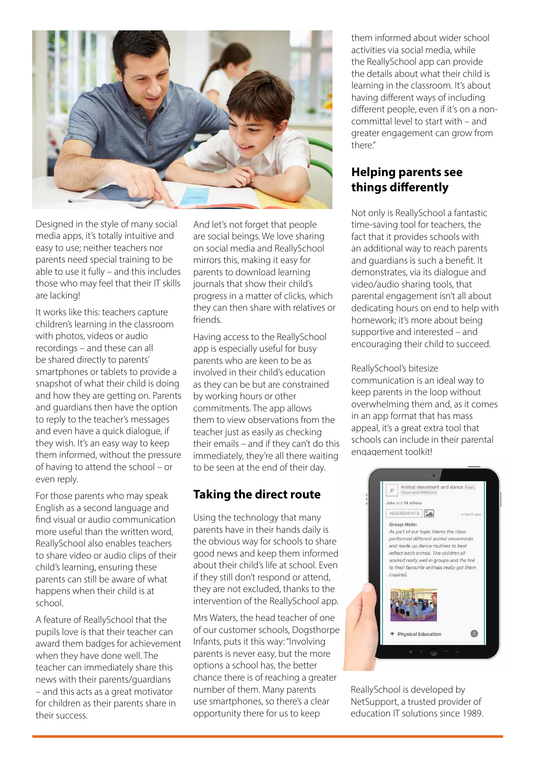Designed in the style of many social media apps, it's totally intuitive and easy to use; neither teachers nor parents need special training to be able to use it fully – and this includes those who may feel that their IT skills are lacking!

It works like this: teachers capture children's learning in the classroom with photos, videos or audio recordings – and these can all be shared directly to parents' smartphones or tablets to provide a snapshot of what their child is doing and how they are getting on. Parents and guardians then have the option to reply to the teacher's messages and even have a quick dialogue, if they wish. It's an easy way to keep them informed, without the pressure of having to attend the school – or even reply.

For those parents who may speak English as a second language and find visual or audio communication more useful than the written word, ReallySchool also enables teachers to share video or audio clips of their child's learning, ensuring these parents can still be aware of what happens when their child is at school.

A feature of ReallySchool that the pupils love is that their teacher can award them badges for achievement when they have done well. The teacher can immediately share this news with their parents/guardians – and this acts as a great motivator for children as their parents share in their success.

And let's not forget that people are social beings. We love sharing on social media and ReallySchool mirrors this, making it easy for parents to download learning journals that show their child's progress in a matter of clicks, which they can then share with relatives or friends.

Having access to the ReallySchool app is especially useful for busy parents who are keen to be as involved in their child's education as they can be but are constrained by working hours or other commitments. The app allows them to view observations from the teacher just as easily as checking their emails – and if they can't do this immediately, they're all there waiting to be seen at the end of their day.

## Taking the direct route

Using the technology that many parents have in their hands daily is the obvious way for schools to share good news and keep them informed about their child's life at school. Even if they still don't respond or attend, they are not excluded, thanks to the intervention of the ReallySchool app.

Mrs Waters, the head teacher of one of our customer schools, Dogsthorpe Infants, puts it this way: "Involving parents is never easy, but the more options a school has, the better chance there is of reaching a greater number of them. Many parents use smartphones, so there's a clear opportunity there for us to keep them informed about wider school activities via social media, while the ReallySchool app can provide the details about what their child is learning in the classroom. It's about having different ways of including different people, even if it's on a non-committal level to start with – and greater engagement can grow from there."

## Helping parents see things differently

Not only is ReallySchool a fantastic time-saving tool for teachers, the fact that it provides schools with an additional way to reach parents and guardians is such a benefit. It demonstrates, via its dialogue and video/audio sharing tools, that parental engagement isn't all about dedicating hours on end to help with homework; it's more about being supportive and interested – and encouraging their child to succeed.

ReallySchool's bitesize communication is an ideal way to keep parents in the loop without overwhelming them and, as it comes in an app format that has mass appeal, it's a great extra tool that schools can include in their parental engagement toolkit!

ReallySchool is developed by NetSupport, a trusted provider of education IT solutions since 1989.